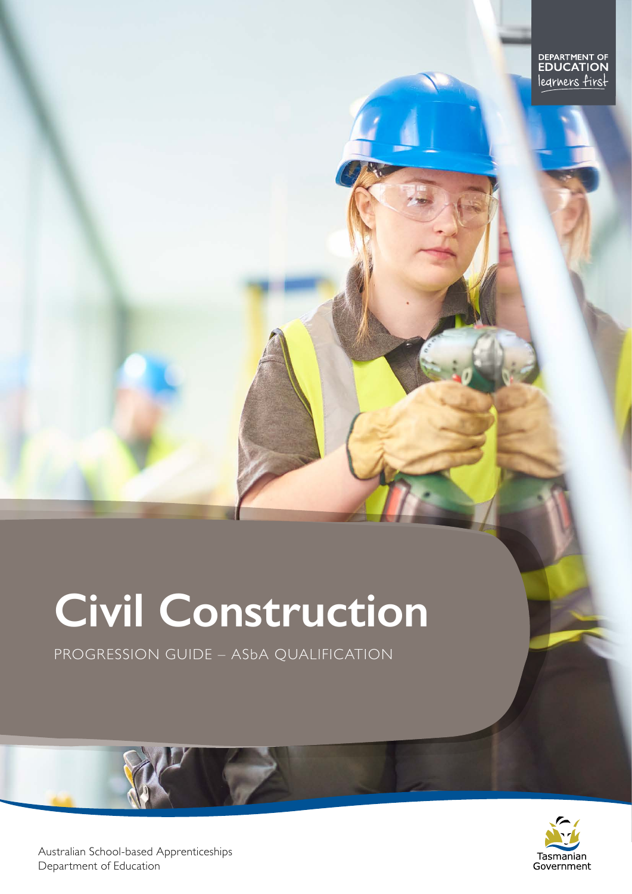DEPARTMENT OF EDUCATION
learners first

# Civil Construction

PROGRESSION GUIDE – ASbA QUALIFICATION

Australian School-based Apprenticeships
Department of Education

Tasmanian Government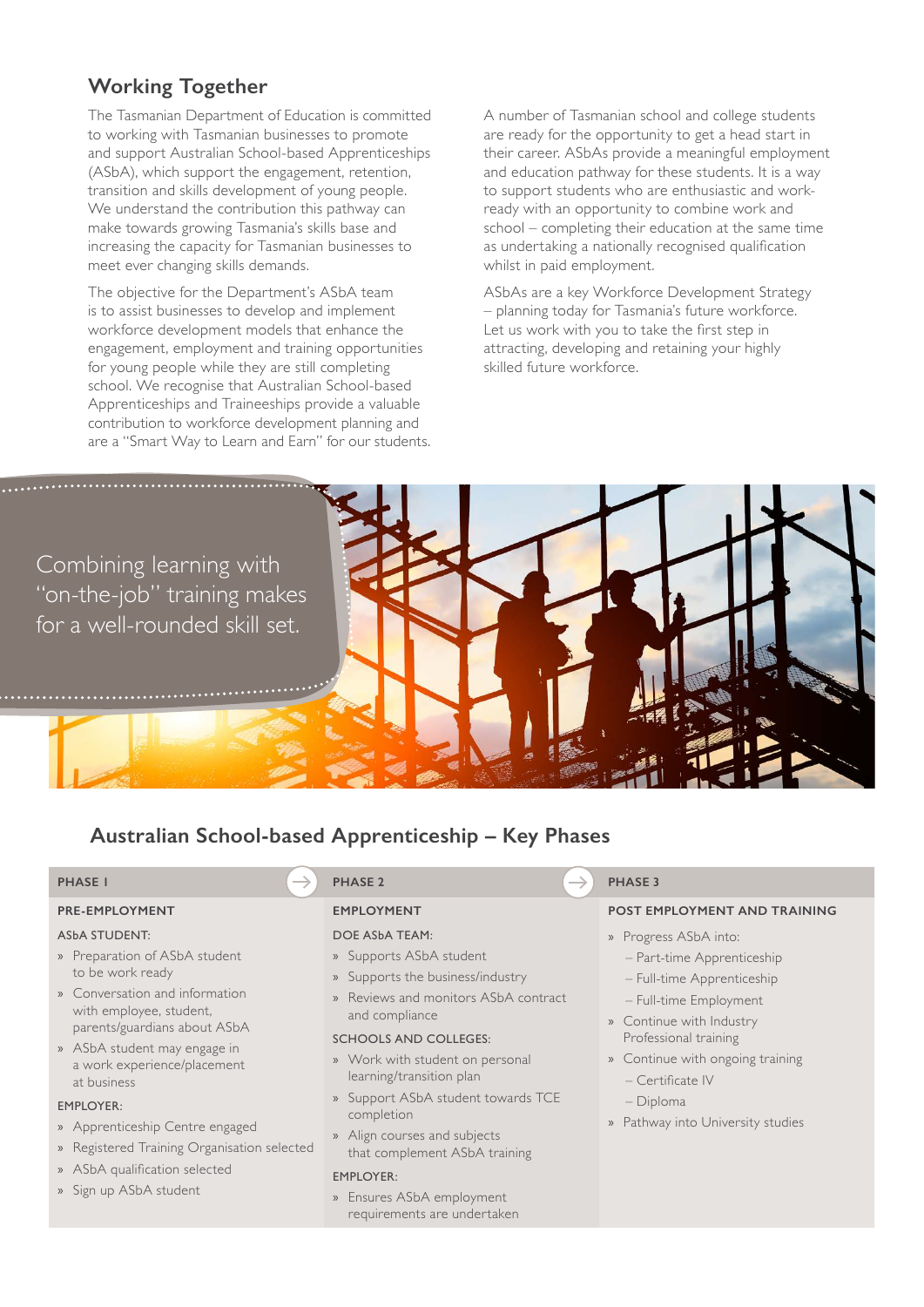## Working Together

The Tasmanian Department of Education is committed to working with Tasmanian businesses to promote and support Australian School-based Apprenticeships (ASbA), which support the engagement, retention, transition and skills development of young people. We understand the contribution this pathway can make towards growing Tasmania's skills base and increasing the capacity for Tasmanian businesses to meet ever changing skills demands.

The objective for the Department's ASbA team is to assist businesses to develop and implement workforce development models that enhance the engagement, employment and training opportunities for young people while they are still completing school. We recognise that Australian School-based Apprenticeships and Traineeships provide a valuable contribution to workforce development planning and are a "Smart Way to Learn and Earn" for our students.

A number of Tasmanian school and college students are ready for the opportunity to get a head start in their career. ASbAs provide a meaningful employment and education pathway for these students. It is a way to support students who are enthusiastic and work-ready with an opportunity to combine work and school – completing their education at the same time as undertaking a nationally recognised qualification whilst in paid employment.

ASbAs are a key Workforce Development Strategy – planning today for Tasmania's future workforce. Let us work with you to take the first step in attracting, developing and retaining your highly skilled future workforce.

Combining learning with "on-the-job" training makes for a well-rounded skill set.

## Australian School-based Apprenticeship – Key Phases

### PHASE 1 – PRE-EMPLOYMENT

**ASbA STUDENT:**

- Preparation of ASbA student to be work ready
- Conversation and information with employee, student, parents/guardians about ASbA
- ASbA student may engage in a work experience/placement at business

**EMPLOYER:**

- Apprenticeship Centre engaged
- Registered Training Organisation selected
- ASbA qualification selected
- Sign up ASbA student

### PHASE 2 – EMPLOYMENT

**DOE ASbA TEAM:**

- Supports ASbA student
- Supports the business/industry
- Reviews and monitors ASbA contract and compliance

**SCHOOLS AND COLLEGES:**

- Work with student on personal learning/transition plan
- Support ASbA student towards TCE completion
- Align courses and subjects that complement ASbA training

**EMPLOYER:**

- Ensures ASbA employment requirements are undertaken

### PHASE 3 – POST EMPLOYMENT AND TRAINING

- Progress ASbA into:
  - Part-time Apprenticeship
  - Full-time Apprenticeship
  - Full-time Employment
- Continue with Industry Professional training
- Continue with ongoing training
  - Certificate IV
  - Diploma
- Pathway into University studies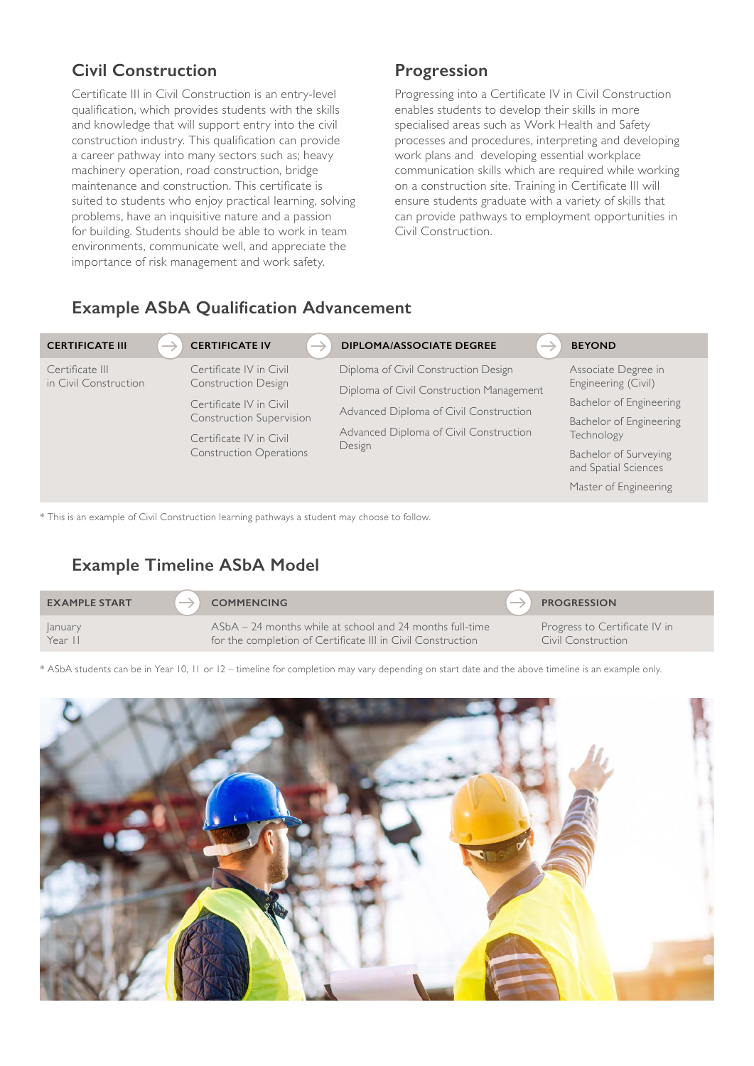## Civil Construction

Certificate III in Civil Construction is an entry-level qualification, which provides students with the skills and knowledge that will support entry into the civil construction industry. This qualification can provide a career pathway into many sectors such as; heavy machinery operation, road construction, bridge maintenance and construction. This certificate is suited to students who enjoy practical learning, solving problems, have an inquisitive nature and a passion for building. Students should be able to work in team environments, communicate well, and appreciate the importance of risk management and work safety.

## Progression

Progressing into a Certificate IV in Civil Construction enables students to develop their skills in more specialised areas such as Work Health and Safety processes and procedures, interpreting and developing work plans and developing essential workplace communication skills which are required while working on a construction site. Training in Certificate III will ensure students graduate with a variety of skills that can provide pathways to employment opportunities in Civil Construction.

## Example ASbA Qualification Advancement

| CERTIFICATE III | CERTIFICATE IV | DIPLOMA/ASSOCIATE DEGREE | BEYOND |
|---|---|---|---|
| Certificate III in Civil Construction | Certificate IV in Civil Construction Design | Diploma of Civil Construction Design | Associate Degree in Engineering (Civil) |
| | Certificate IV in Civil Construction Supervision | Diploma of Civil Construction Management | Bachelor of Engineering |
| | Certificate IV in Civil Construction Operations | Advanced Diploma of Civil Construction | Bachelor of Engineering Technology |
| | | Advanced Diploma of Civil Construction Design | Bachelor of Surveying and Spatial Sciences |
| | | | Master of Engineering |

* This is an example of Civil Construction learning pathways a student may choose to follow.

## Example Timeline ASbA Model

| EXAMPLE START | COMMENCING | PROGRESSION |
|---|---|---|
| January Year 11 | ASbA – 24 months while at school and 24 months full-time for the completion of Certificate III in Civil Construction | Progress to Certificate IV in Civil Construction |

* ASbA students can be in Year 10, 11 or 12 – timeline for completion may vary depending on start date and the above timeline is an example only.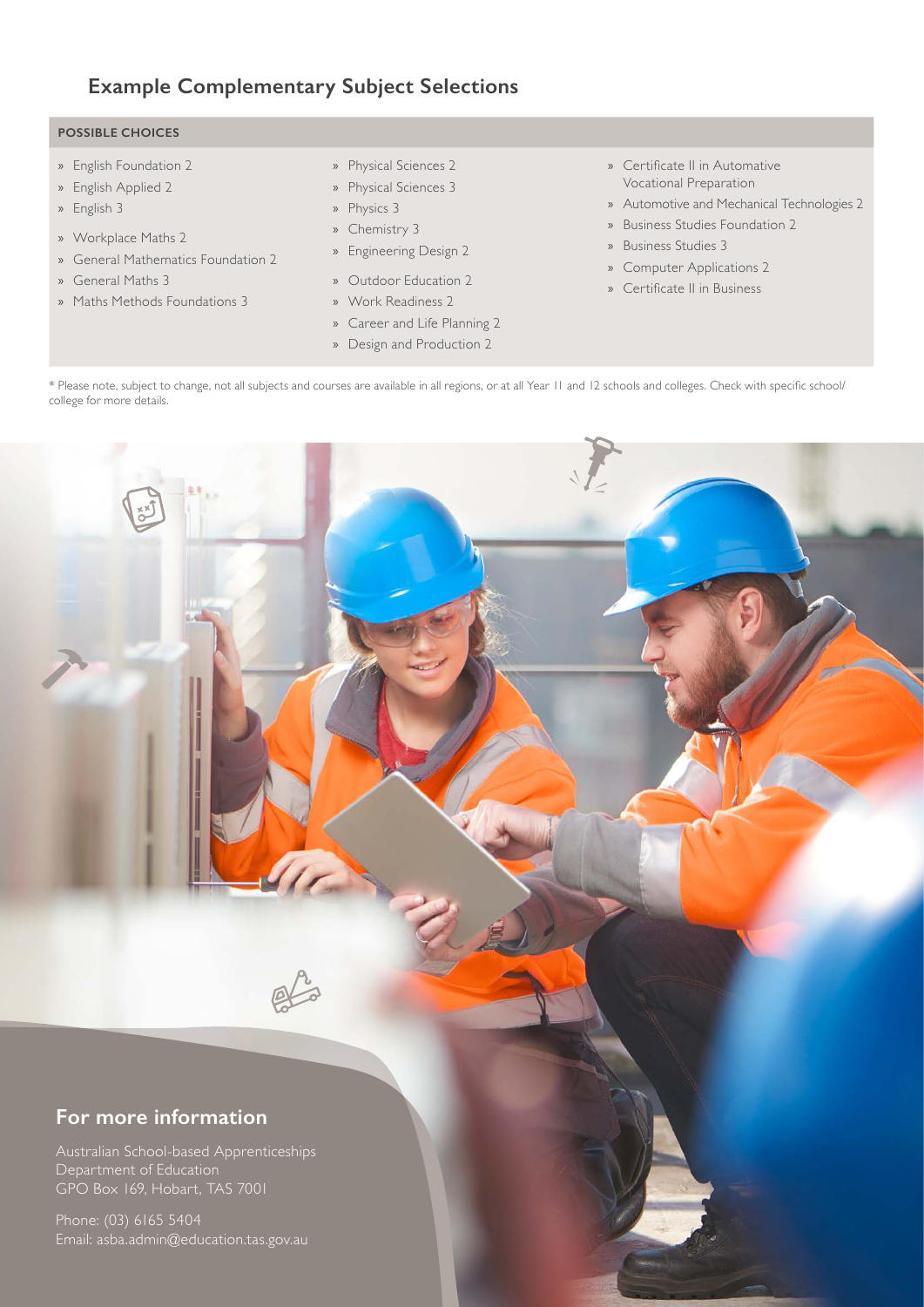## Example Complementary Subject Selections

**POSSIBLE CHOICES**

- English Foundation 2
- English Applied 2
- English 3
- Workplace Maths 2
- General Mathematics Foundation 2
- General Maths 3
- Maths Methods Foundations 3
- Physical Sciences 2
- Physical Sciences 3
- Physics 3
- Chemistry 3
- Engineering Design 2
- Outdoor Education 2
- Work Readiness 2
- Career and Life Planning 2
- Design and Production 2
- Certificate II in Automotive Vocational Preparation
- Automotive and Mechanical Technologies 2
- Business Studies Foundation 2
- Business Studies 3
- Computer Applications 2
- Certificate II in Business

* Please note, subject to change, not all subjects and courses are available in all regions, or at all Year 11 and 12 schools and colleges. Check with specific school/college for more details.

## For more information

Australian School-based Apprenticeships
Department of Education
GPO Box 169, Hobart, TAS 7001

Phone: (03) 6165 5404
Email: asba.admin@education.tas.gov.au